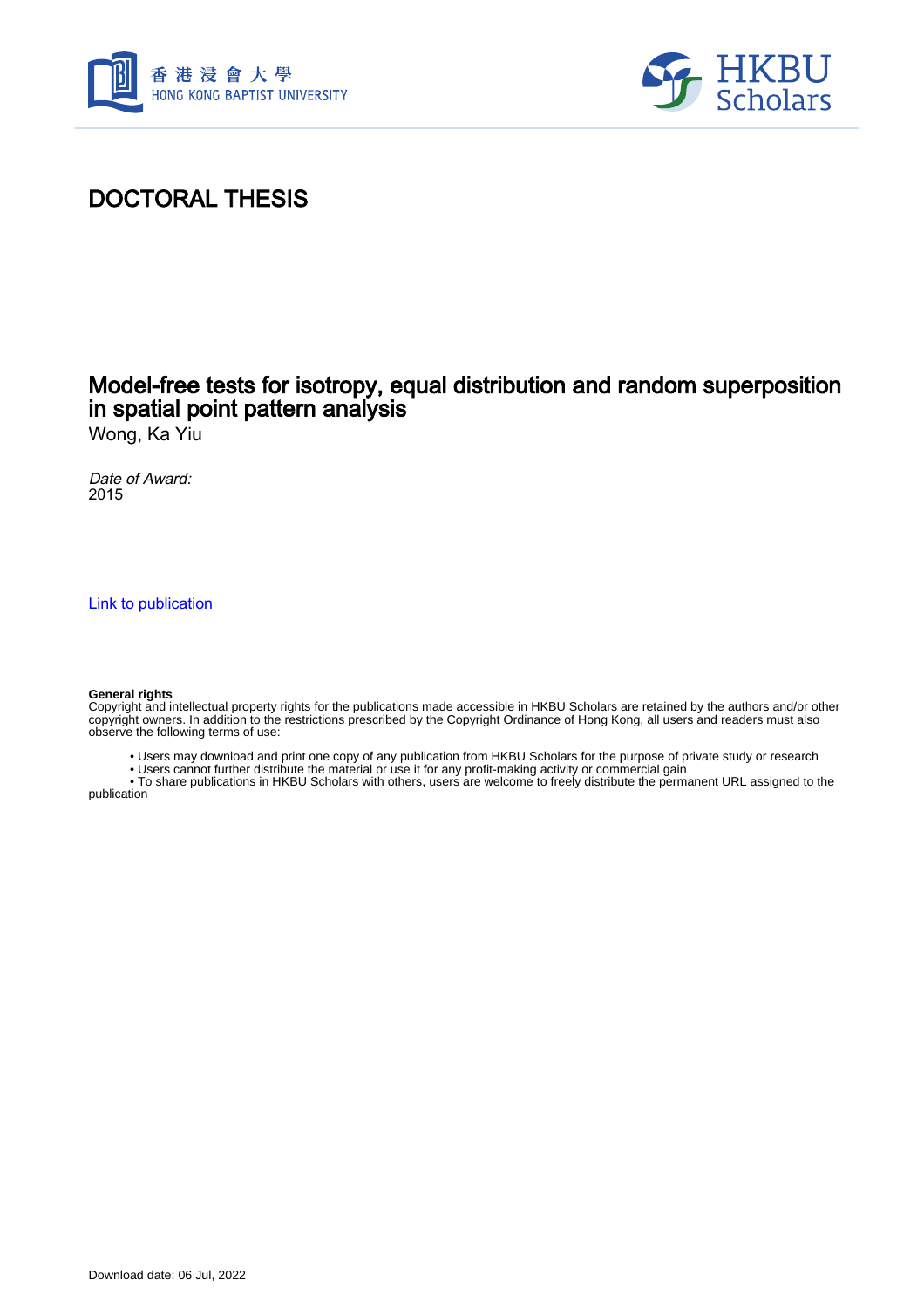# DOCTORAL THESIS

## Model-free tests for isotropy, equal distribution and random superposition in spatial point pattern analysis

Wong, Ka Yiu

*Date of Award:*
2015

Link to publication

**General rights**
Copyright and intellectual property rights for the publications made accessible in HKBU Scholars are retained by the authors and/or other copyright owners. In addition to the restrictions prescribed by the Copyright Ordinance of Hong Kong, all users and readers must also observe the following terms of use:

- Users may download and print one copy of any publication from HKBU Scholars for the purpose of private study or research
- Users cannot further distribute the material or use it for any profit-making activity or commercial gain
- To share publications in HKBU Scholars with others, users are welcome to freely distribute the permanent URL assigned to the publication

Download date: 06 Jul, 2022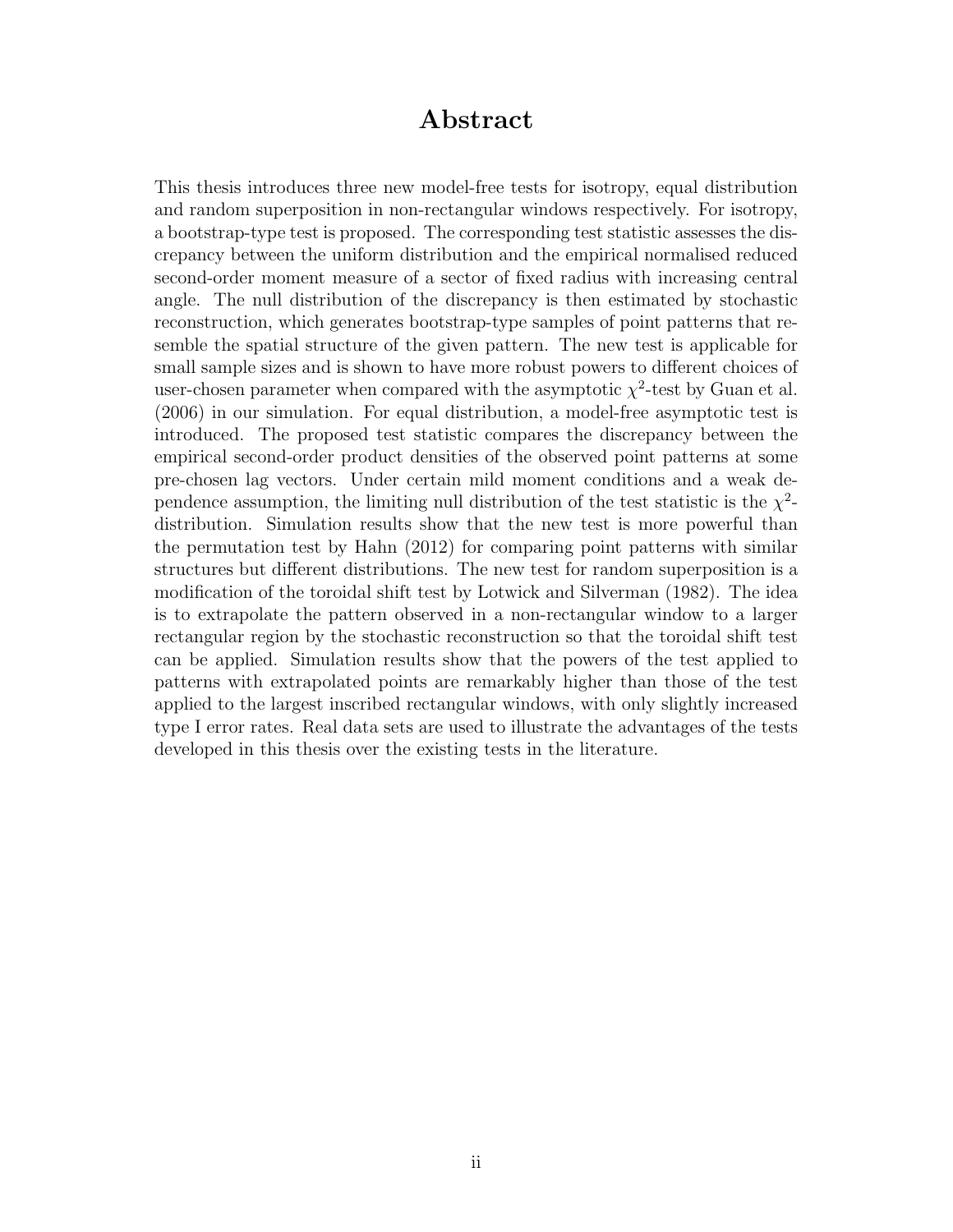# Abstract

This thesis introduces three new model-free tests for isotropy, equal distribution and random superposition in non-rectangular windows respectively. For isotropy, a bootstrap-type test is proposed. The corresponding test statistic assesses the discrepancy between the uniform distribution and the empirical normalised reduced second-order moment measure of a sector of fixed radius with increasing central angle. The null distribution of the discrepancy is then estimated by stochastic reconstruction, which generates bootstrap-type samples of point patterns that resemble the spatial structure of the given pattern. The new test is applicable for small sample sizes and is shown to have more robust powers to different choices of user-chosen parameter when compared with the asymptotic $\chi^2$-test by Guan et al. (2006) in our simulation. For equal distribution, a model-free asymptotic test is introduced. The proposed test statistic compares the discrepancy between the empirical second-order product densities of the observed point patterns at some pre-chosen lag vectors. Under certain mild moment conditions and a weak dependence assumption, the limiting null distribution of the test statistic is the $\chi^2$-distribution. Simulation results show that the new test is more powerful than the permutation test by Hahn (2012) for comparing point patterns with similar structures but different distributions. The new test for random superposition is a modification of the toroidal shift test by Lotwick and Silverman (1982). The idea is to extrapolate the pattern observed in a non-rectangular window to a larger rectangular region by the stochastic reconstruction so that the toroidal shift test can be applied. Simulation results show that the powers of the test applied to patterns with extrapolated points are remarkably higher than those of the test applied to the largest inscribed rectangular windows, with only slightly increased type I error rates. Real data sets are used to illustrate the advantages of the tests developed in this thesis over the existing tests in the literature.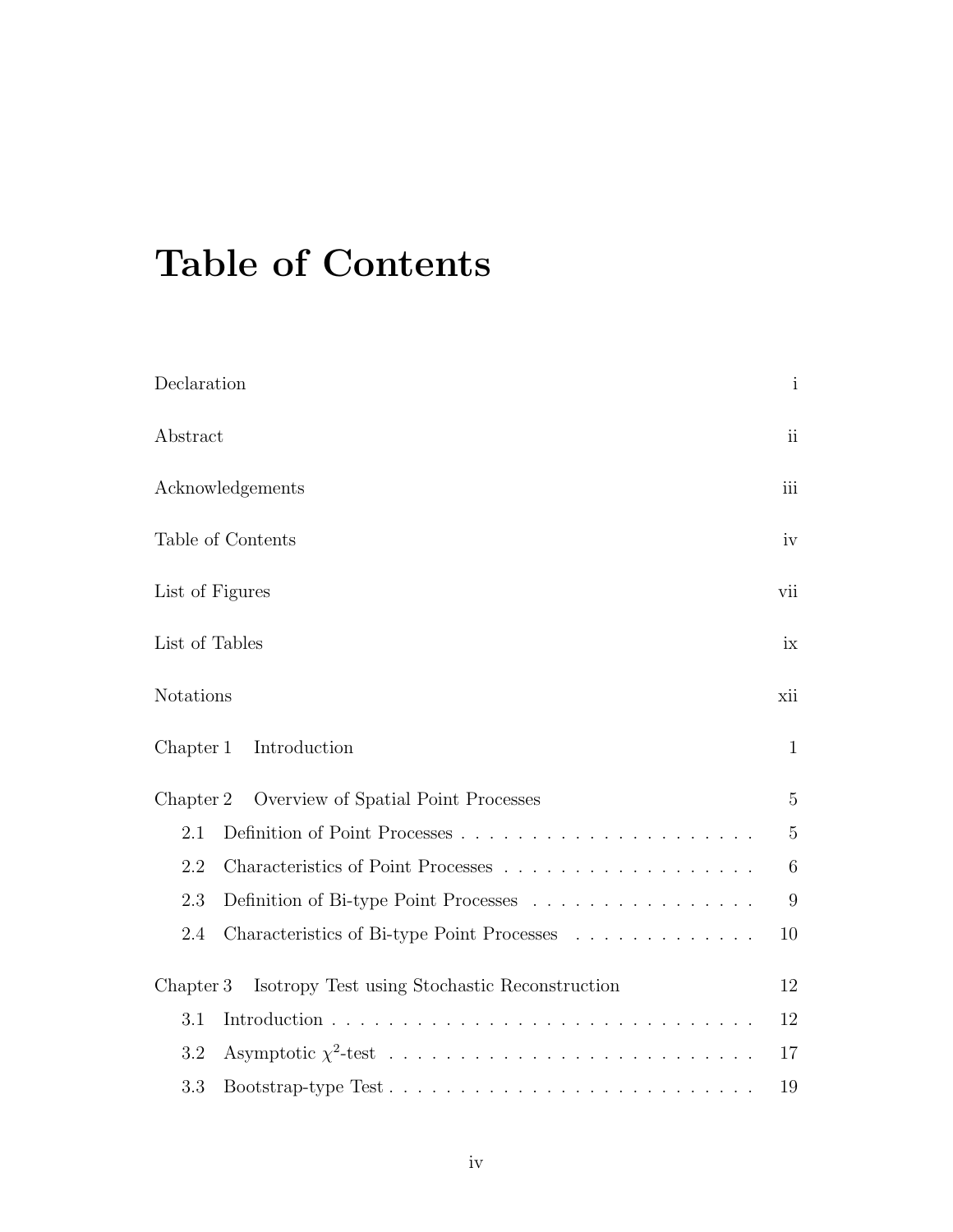# Table of Contents

| | |
|---|---|
| Declaration | i |
| Abstract | ii |
| Acknowledgements | iii |
| Table of Contents | iv |
| List of Figures | vii |
| List of Tables | ix |
| Notations | xii |
| Chapter 1 Introduction | 1 |
| Chapter 2 Overview of Spatial Point Processes | 5 |
| 2.1 Definition of Point Processes | 5 |
| 2.2 Characteristics of Point Processes | 6 |
| 2.3 Definition of Bi-type Point Processes | 9 |
| 2.4 Characteristics of Bi-type Point Processes | 10 |
| Chapter 3 Isotropy Test using Stochastic Reconstruction | 12 |
| 3.1 Introduction | 12 |
| 3.2 Asymptotic $\chi^2$-test | 17 |
| 3.3 Bootstrap-type Test | 19 |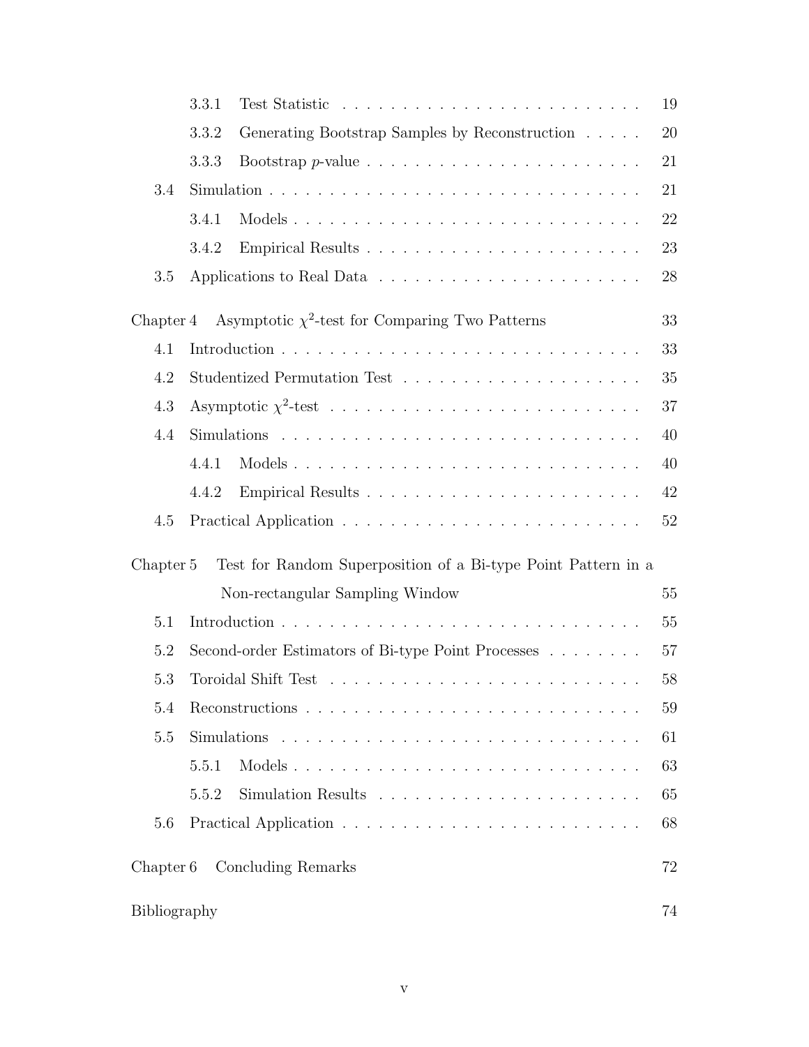- 3.3.1 Test Statistic . . . . . . . . . . . . . . . . . . . . . . . . 19
- 3.3.2 Generating Bootstrap Samples by Reconstruction . . . . . 20
- 3.3.3 Bootstrap $p$-value . . . . . . . . . . . . . . . . . . . . . . 21
- 3.4 Simulation . . . . . . . . . . . . . . . . . . . . . . . . . . . . . 21
  - 3.4.1 Models . . . . . . . . . . . . . . . . . . . . . . . . . . . . 22
  - 3.4.2 Empirical Results . . . . . . . . . . . . . . . . . . . . . . 23
- 3.5 Applications to Real Data . . . . . . . . . . . . . . . . . . . . . 28

Chapter 4 Asymptotic $\chi^2$-test for Comparing Two Patterns 33

- 4.1 Introduction . . . . . . . . . . . . . . . . . . . . . . . . . . . . 33
- 4.2 Studentized Permutation Test . . . . . . . . . . . . . . . . . . . 35
- 4.3 Asymptotic $\chi^2$-test . . . . . . . . . . . . . . . . . . . . . . . . 37
- 4.4 Simulations . . . . . . . . . . . . . . . . . . . . . . . . . . . . . 40
  - 4.4.1 Models . . . . . . . . . . . . . . . . . . . . . . . . . . . . 40
  - 4.4.2 Empirical Results . . . . . . . . . . . . . . . . . . . . . . 42
- 4.5 Practical Application . . . . . . . . . . . . . . . . . . . . . . . 52

Chapter 5 Test for Random Superposition of a Bi-type Point Pattern in a Non-rectangular Sampling Window 55

- 5.1 Introduction . . . . . . . . . . . . . . . . . . . . . . . . . . . . 55
- 5.2 Second-order Estimators of Bi-type Point Processes . . . . . . . . 57
- 5.3 Toroidal Shift Test . . . . . . . . . . . . . . . . . . . . . . . . . 58
- 5.4 Reconstructions . . . . . . . . . . . . . . . . . . . . . . . . . . . 59
- 5.5 Simulations . . . . . . . . . . . . . . . . . . . . . . . . . . . . . 61
  - 5.5.1 Models . . . . . . . . . . . . . . . . . . . . . . . . . . . . 63
  - 5.5.2 Simulation Results . . . . . . . . . . . . . . . . . . . . . . 65
- 5.6 Practical Application . . . . . . . . . . . . . . . . . . . . . . . 68

Chapter 6 Concluding Remarks 72

Bibliography 74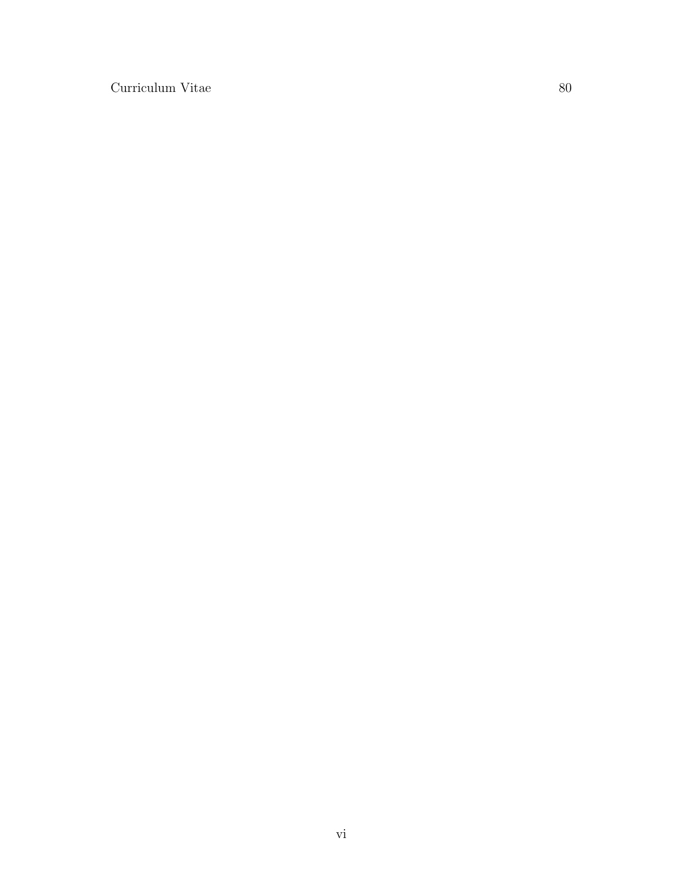Curriculum Vitae 80